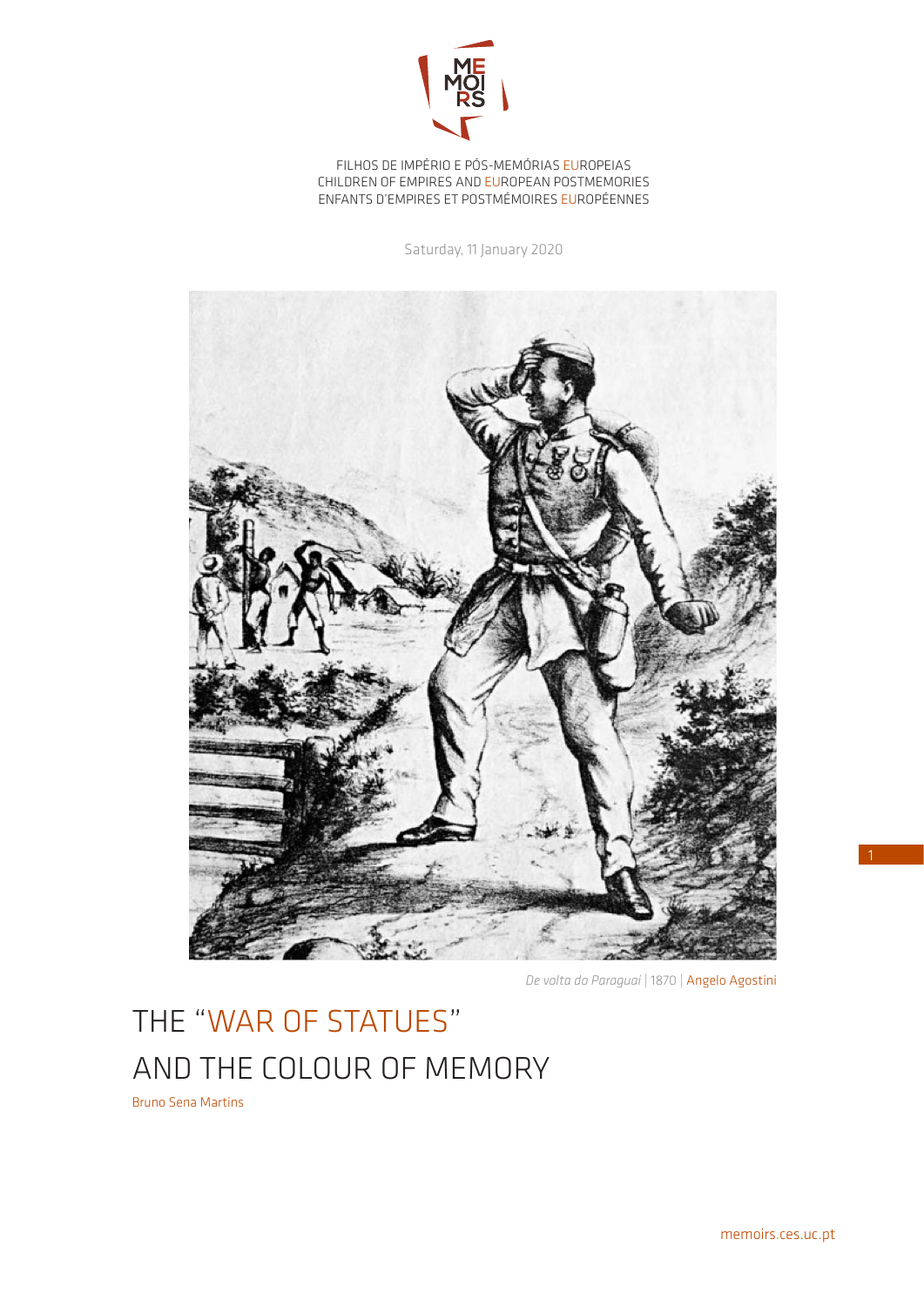FILHOS DE IMPÉRIO E PÓS-MEMÓRIAS EUROPEIAS
CHILDREN OF EMPIRES AND EUROPEAN POSTMEMORIES
ENFANTS D'EMPIRES ET POSTMÉMOIRES EUROPÉENNES

Saturday, 11 January 2020

*De volta do Paraguai* | 1870 | Angelo Agostini

# THE "WAR OF STATUES" AND THE COLOUR OF MEMORY

Bruno Sena Martins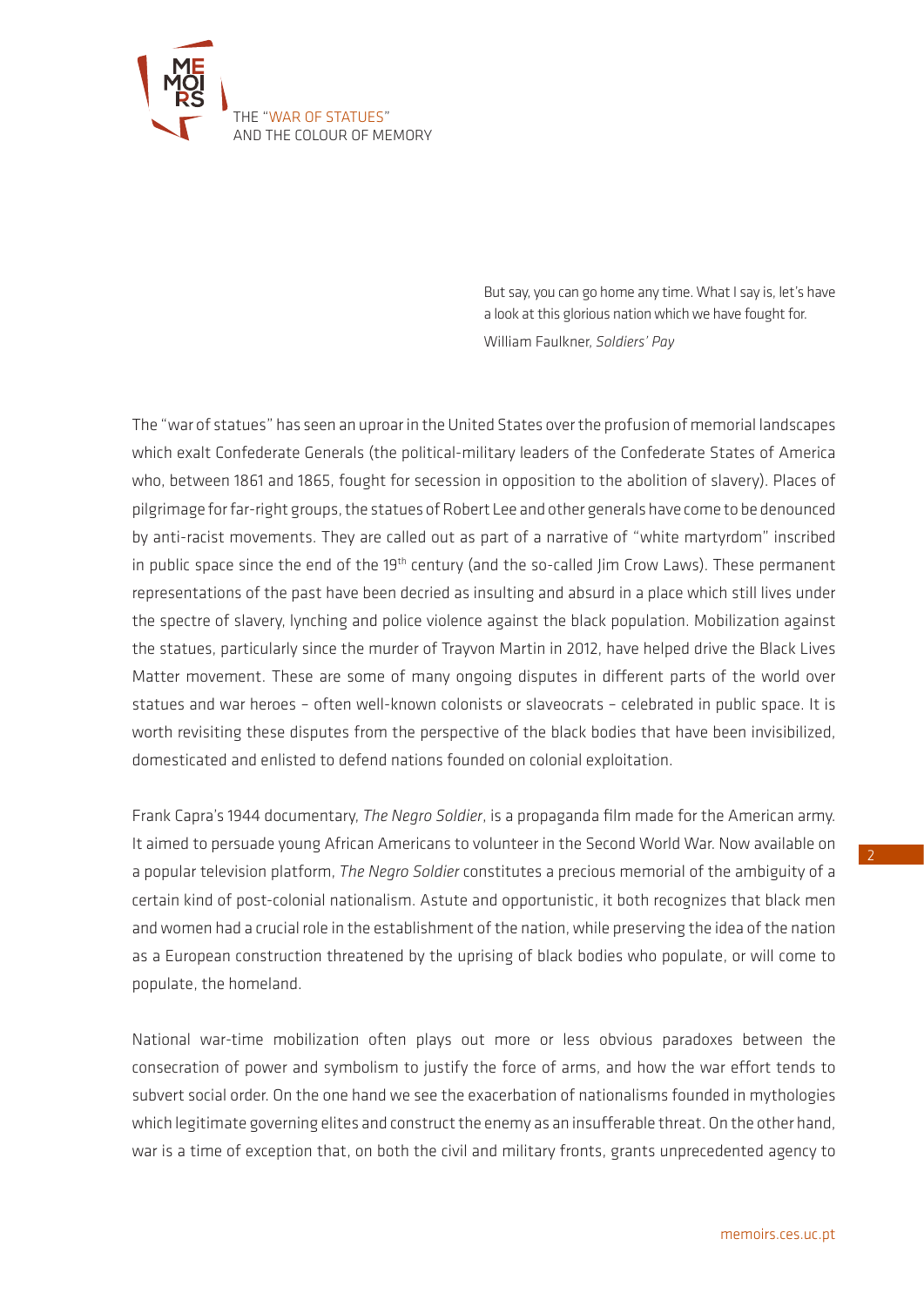> But say, you can go home any time. What I say is, let's have a look at this glorious nation which we have fought for.
>
> William Faulkner, *Soldiers' Pay*

The "war of statues" has seen an uproar in the United States over the profusion of memorial landscapes which exalt Confederate Generals (the political-military leaders of the Confederate States of America who, between 1861 and 1865, fought for secession in opposition to the abolition of slavery). Places of pilgrimage for far-right groups, the statues of Robert Lee and other generals have come to be denounced by anti-racist movements. They are called out as part of a narrative of "white martyrdom" inscribed in public space since the end of the 19th century (and the so-called Jim Crow Laws). These permanent representations of the past have been decried as insulting and absurd in a place which still lives under the spectre of slavery, lynching and police violence against the black population. Mobilization against the statues, particularly since the murder of Trayvon Martin in 2012, have helped drive the Black Lives Matter movement. These are some of many ongoing disputes in different parts of the world over statues and war heroes – often well-known colonists or slaveocrats – celebrated in public space. It is worth revisiting these disputes from the perspective of the black bodies that have been invisibilized, domesticated and enlisted to defend nations founded on colonial exploitation.

Frank Capra's 1944 documentary, *The Negro Soldier*, is a propaganda film made for the American army. It aimed to persuade young African Americans to volunteer in the Second World War. Now available on a popular television platform, *The Negro Soldier* constitutes a precious memorial of the ambiguity of a certain kind of post-colonial nationalism. Astute and opportunistic, it both recognizes that black men and women had a crucial role in the establishment of the nation, while preserving the idea of the nation as a European construction threatened by the uprising of black bodies who populate, or will come to populate, the homeland.

National war-time mobilization often plays out more or less obvious paradoxes between the consecration of power and symbolism to justify the force of arms, and how the war effort tends to subvert social order. On the one hand we see the exacerbation of nationalisms founded in mythologies which legitimate governing elites and construct the enemy as an insufferable threat. On the other hand, war is a time of exception that, on both the civil and military fronts, grants unprecedented agency to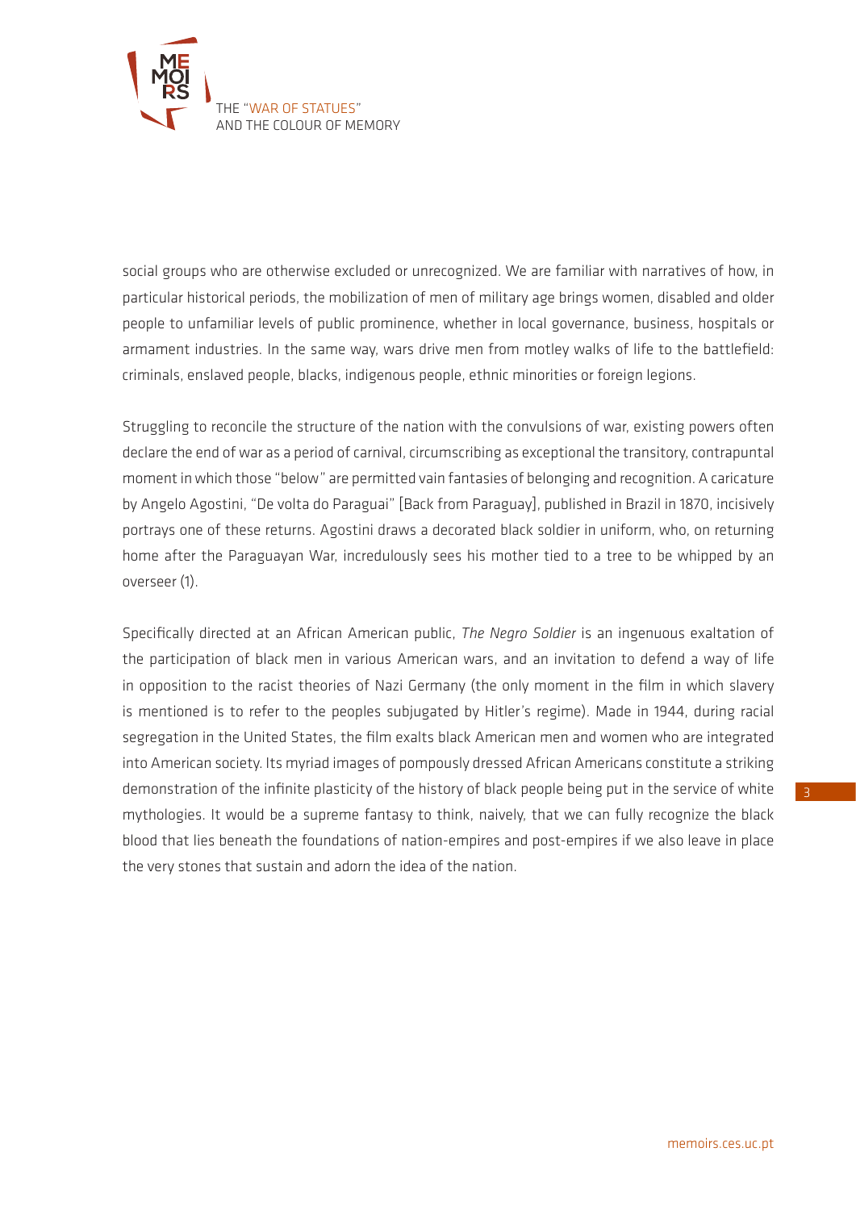social groups who are otherwise excluded or unrecognized. We are familiar with narratives of how, in particular historical periods, the mobilization of men of military age brings women, disabled and older people to unfamiliar levels of public prominence, whether in local governance, business, hospitals or armament industries. In the same way, wars drive men from motley walks of life to the battlefield: criminals, enslaved people, blacks, indigenous people, ethnic minorities or foreign legions.

Struggling to reconcile the structure of the nation with the convulsions of war, existing powers often declare the end of war as a period of carnival, circumscribing as exceptional the transitory, contrapuntal moment in which those "below" are permitted vain fantasies of belonging and recognition. A caricature by Angelo Agostini, "De volta do Paraguai" [Back from Paraguay], published in Brazil in 1870, incisively portrays one of these returns. Agostini draws a decorated black soldier in uniform, who, on returning home after the Paraguayan War, incredulously sees his mother tied to a tree to be whipped by an overseer (1).

Specifically directed at an African American public, *The Negro Soldier* is an ingenuous exaltation of the participation of black men in various American wars, and an invitation to defend a way of life in opposition to the racist theories of Nazi Germany (the only moment in the film in which slavery is mentioned is to refer to the peoples subjugated by Hitler's regime). Made in 1944, during racial segregation in the United States, the film exalts black American men and women who are integrated into American society. Its myriad images of pompously dressed African Americans constitute a striking demonstration of the infinite plasticity of the history of black people being put in the service of white mythologies. It would be a supreme fantasy to think, naively, that we can fully recognize the black blood that lies beneath the foundations of nation-empires and post-empires if we also leave in place the very stones that sustain and adorn the idea of the nation.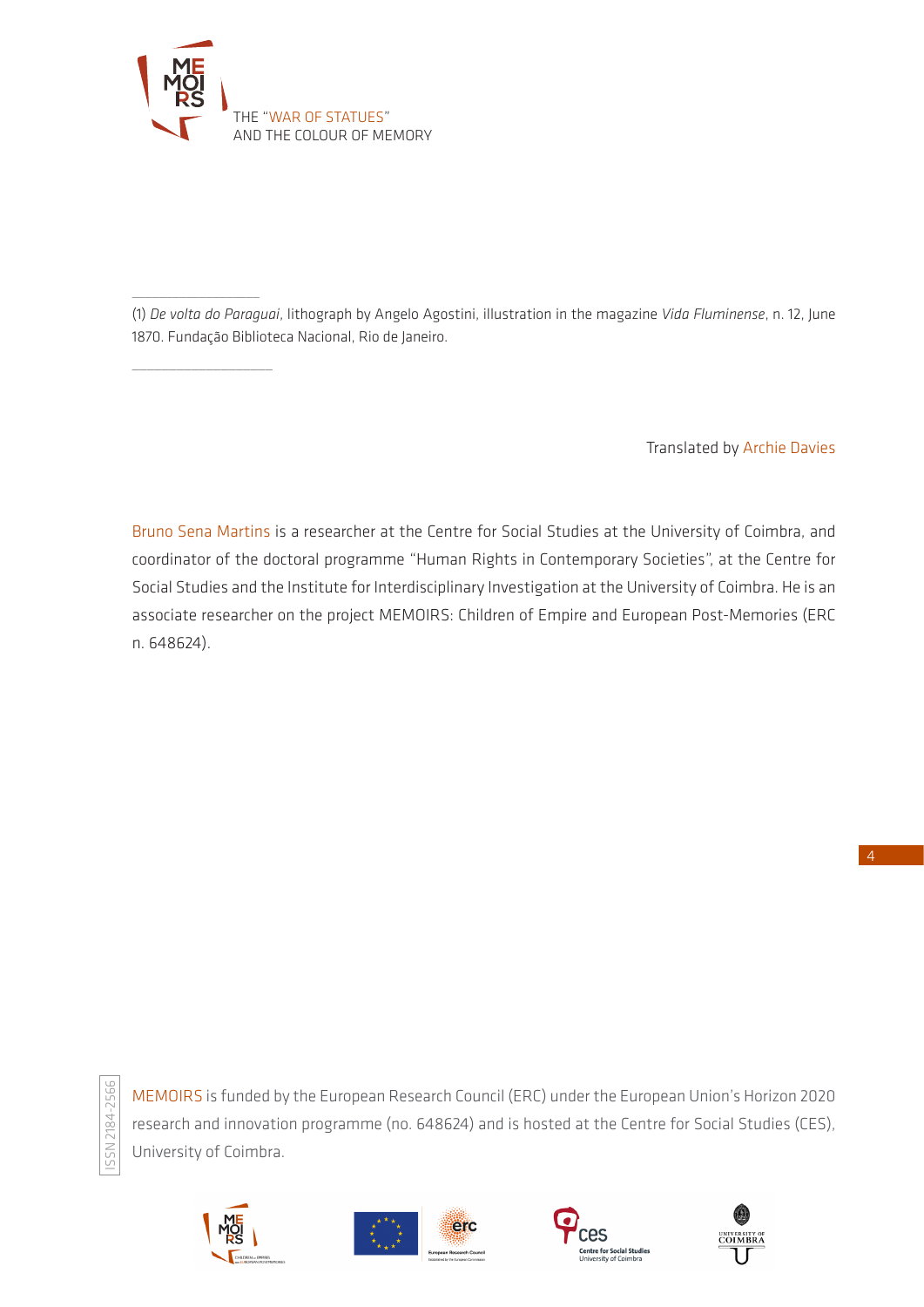(1) *De volta do Paraguai*, lithograph by Angelo Agostini, illustration in the magazine *Vida Fluminense*, n. 12, June 1870. Fundação Biblioteca Nacional, Rio de Janeiro.

Translated by Archie Davies

Bruno Sena Martins is a researcher at the Centre for Social Studies at the University of Coimbra, and coordinator of the doctoral programme "Human Rights in Contemporary Societies", at the Centre for Social Studies and the Institute for Interdisciplinary Investigation at the University of Coimbra. He is an associate researcher on the project MEMOIRS: Children of Empire and European Post-Memories (ERC n. 648624).

MEMOIRS is funded by the European Research Council (ERC) under the European Union's Horizon 2020 research and innovation programme (no. 648624) and is hosted at the Centre for Social Studies (CES), University of Coimbra.